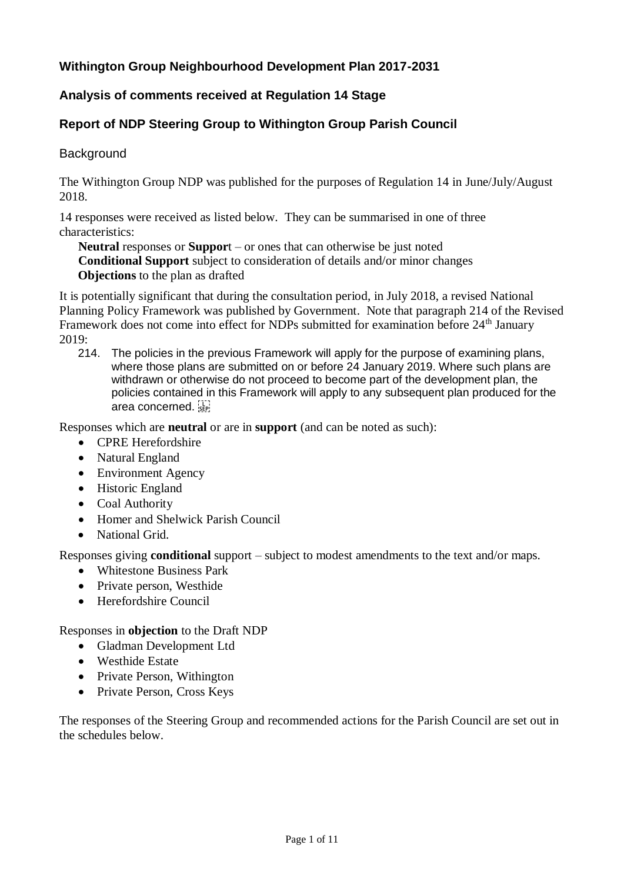# Withington Group Neighbourhood Development Plan 2017-2031

## Analysis of comments received at Regulation 14 Stage

## Report of NDP Steering Group to Withington Group Parish Council

### Background

The Withington Group NDP was published for the purposes of Regulation 14 in June/July/August 2018.

14 responses were received as listed below. They can be summarised in one of three characteristics:

**Neutral** responses or **Suppor**t – or ones that can otherwise be just noted
**Conditional Support** subject to consideration of details and/or minor changes
**Objections** to the plan as drafted

It is potentially significant that during the consultation period, in July 2018, a revised National Planning Policy Framework was published by Government. Note that paragraph 214 of the Revised Framework does not come into effect for NDPs submitted for examination before 24th January 2019:

> 214. The policies in the previous Framework will apply for the purpose of examining plans, where those plans are submitted on or before 24 January 2019. Where such plans are withdrawn or otherwise do not proceed to become part of the development plan, the policies contained in this Framework will apply to any subsequent plan produced for the area concerned.

Responses which are **neutral** or are in **support** (and can be noted as such):

- CPRE Herefordshire
- Natural England
- Environment Agency
- Historic England
- Coal Authority
- Homer and Shelwick Parish Council
- National Grid.

Responses giving **conditional** support – subject to modest amendments to the text and/or maps.

- Whitestone Business Park
- Private person, Westhide
- Herefordshire Council

Responses in **objection** to the Draft NDP

- Gladman Development Ltd
- Westhide Estate
- Private Person, Withington
- Private Person, Cross Keys

The responses of the Steering Group and recommended actions for the Parish Council are set out in the schedules below.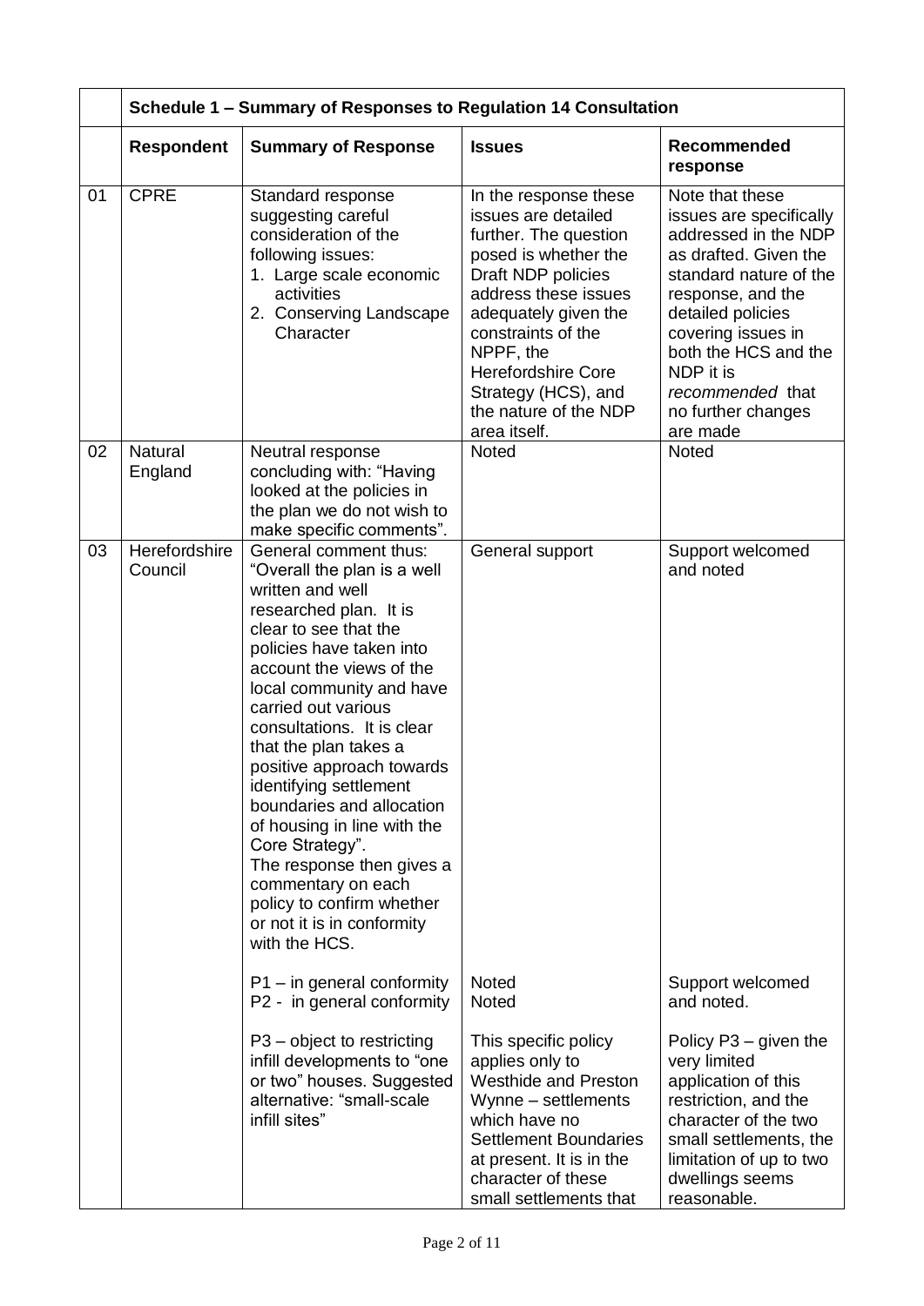| | Schedule 1 – Summary of Responses to Regulation 14 Consultation | | | |
|---|---|---|---|---|
| | **Respondent** | **Summary of Response** | **Issues** | **Recommended response** |
| 01 | CPRE | Standard response suggesting careful consideration of the following issues:<br>1. Large scale economic activities<br>2. Conserving Landscape Character | In the response these issues are detailed further. The question posed is whether the Draft NDP policies address these issues adequately given the constraints of the NPPF, the Herefordshire Core Strategy (HCS), and the nature of the NDP area itself. | Note that these issues are specifically addressed in the NDP as drafted. Given the standard nature of the response, and the detailed policies covering issues in both the HCS and the NDP it is *recommended* that no further changes are made |
| 02 | Natural England | Neutral response concluding with: "Having looked at the policies in the plan we do not wish to make specific comments". | Noted | Noted |
| 03 | Herefordshire Council | General comment thus: "Overall the plan is a well written and well researched plan. It is clear to see that the policies have taken into account the views of the local community and have carried out various consultations. It is clear that the plan takes a positive approach towards identifying settlement boundaries and allocation of housing in line with the Core Strategy".<br>The response then gives a commentary on each policy to confirm whether or not it is in conformity with the HCS. | General support | Support welcomed and noted |
| | | P1 – in general conformity<br>P2 - in general conformity | Noted<br>Noted | Support welcomed and noted. |
| | | P3 – object to restricting infill developments to "one or two" houses. Suggested alternative: "small-scale infill sites" | This specific policy applies only to Westhide and Preston Wynne – settlements which have no Settlement Boundaries at present. It is in the character of these small settlements that | Policy P3 – given the very limited application of this restriction, and the character of the two small settlements, the limitation of up to two dwellings seems reasonable. |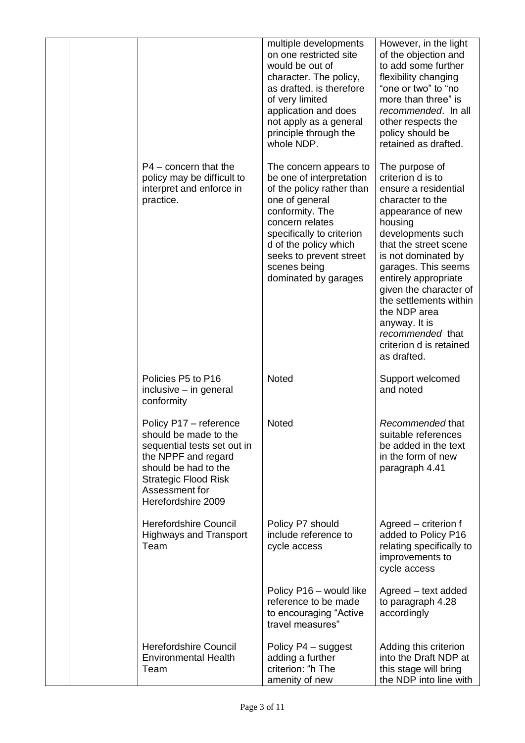|  |  |  |  |  |
|---|---|---|---|---|
|  |  |  | multiple developments on one restricted site would be out of character. The policy, as drafted, is therefore of very limited application and does not apply as a general principle through the whole NDP. | However, in the light of the objection and to add some further flexibility changing "one or two" to "no more than three" is *recommended*. In all other respects the policy should be retained as drafted. |
|  |  | P4 – concern that the policy may be difficult to interpret and enforce in practice. | The concern appears to be one of interpretation of the policy rather than one of general conformity. The concern relates specifically to criterion d of the policy which seeks to prevent street scenes being dominated by garages | The purpose of criterion d is to ensure a residential character to the appearance of new housing developments such that the street scene is not dominated by garages. This seems entirely appropriate given the character of the settlements within the NDP area anyway. It is *recommended* that criterion d is retained as drafted. |
|  |  | Policies P5 to P16 inclusive – in general conformity | Noted | Support welcomed and noted |
|  |  | Policy P17 – reference should be made to the sequential tests set out in the NPPF and regard should be had to the Strategic Flood Risk Assessment for Herefordshire 2009 | Noted | *Recommended* that suitable references be added in the text in the form of new paragraph 4.41 |
|  |  | Herefordshire Council Highways and Transport Team | Policy P7 should include reference to cycle access | Agreed – criterion f added to Policy P16 relating specifically to improvements to cycle access |
|  |  |  | Policy P16 – would like reference to be made to encouraging "Active travel measures" | Agreed – text added to paragraph 4.28 accordingly |
|  |  | Herefordshire Council Environmental Health Team | Policy P4 – suggest adding a further criterion: "h The amenity of new | Adding this criterion into the Draft NDP at this stage will bring the NDP into line with |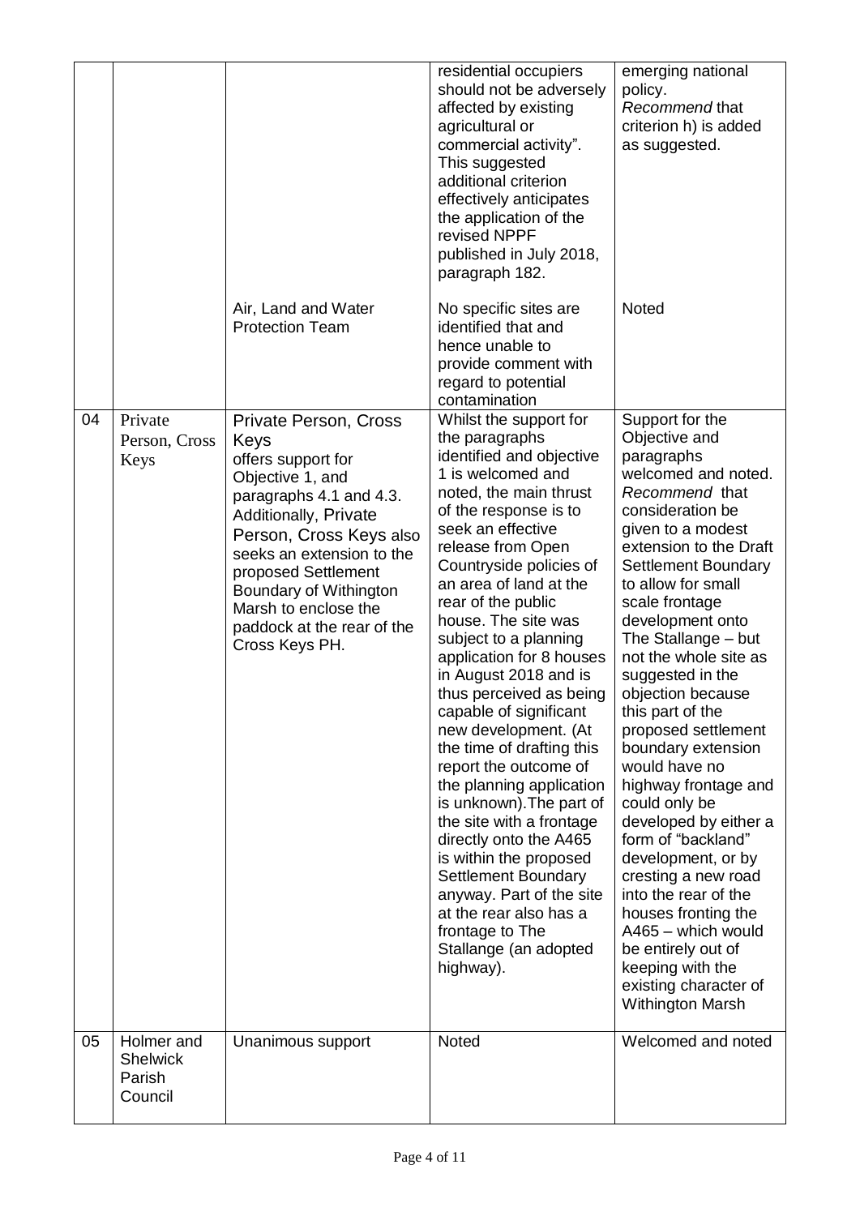| | | | | |
|---|---|---|---|---|
| | | | residential occupiers should not be adversely affected by existing agricultural or commercial activity". This suggested additional criterion effectively anticipates the application of the revised NPPF published in July 2018, paragraph 182. | emerging national policy. *Recommend* that criterion h) is added as suggested. |
| | | Air, Land and Water Protection Team | No specific sites are identified that and hence unable to provide comment with regard to potential contamination | Noted |
| 04 | Private Person, Cross Keys | Private Person, Cross Keys offers support for Objective 1, and paragraphs 4.1 and 4.3. Additionally, Private Person, Cross Keys also seeks an extension to the proposed Settlement Boundary of Withington Marsh to enclose the paddock at the rear of the Cross Keys PH. | Whilst the support for the paragraphs identified and objective 1 is welcomed and noted, the main thrust of the response is to seek an effective release from Open Countryside policies of an area of land at the rear of the public house. The site was subject to a planning application for 8 houses in August 2018 and is thus perceived as being capable of significant new development. (At the time of drafting this report the outcome of the planning application is unknown).The part of the site with a frontage directly onto the A465 is within the proposed Settlement Boundary anyway. Part of the site at the rear also has a frontage to The Stallange (an adopted highway). | Support for the Objective and paragraphs welcomed and noted. *Recommend* that consideration be given to a modest extension to the Draft Settlement Boundary to allow for small scale frontage development onto The Stallange – but not the whole site as suggested in the objection because this part of the proposed settlement boundary extension would have no highway frontage and could only be developed by either a form of "backland" development, or by cresting a new road into the rear of the houses fronting the A465 – which would be entirely out of keeping with the existing character of Withington Marsh |
| 05 | Holmer and Shelwick Parish Council | Unanimous support | Noted | Welcomed and noted |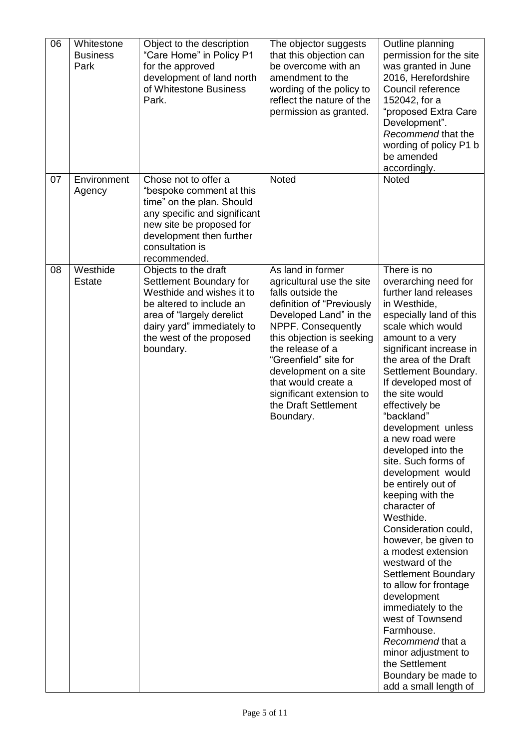| 06 | Whitestone Business Park | Object to the description "Care Home" in Policy P1 for the approved development of land north of Whitestone Business Park. | The objector suggests that this objection can be overcome with an amendment to the wording of the policy to reflect the nature of the permission as granted. | Outline planning permission for the site was granted in June 2016, Herefordshire Council reference 152042, for a "proposed Extra Care Development". *Recommend* that the wording of policy P1 b be amended accordingly. |
|---|---|---|---|---|
| 07 | Environment Agency | Chose not to offer a "bespoke comment at this time" on the plan. Should any specific and significant new site be proposed for development then further consultation is recommended. | Noted | Noted |
| 08 | Westhide Estate | Objects to the draft Settlement Boundary for Westhide and wishes it to be altered to include an area of "largely derelict dairy yard" immediately to the west of the proposed boundary. | As land in former agricultural use the site falls outside the definition of "Previously Developed Land" in the NPPF. Consequently this objection is seeking the release of a "Greenfield" site for development on a site that would create a significant extension to the Draft Settlement Boundary. | There is no overarching need for further land releases in Westhide, especially land of this scale which would amount to a very significant increase in the area of the Draft Settlement Boundary. If developed most of the site would effectively be "backland" development unless a new road were developed into the site. Such forms of development would be entirely out of keeping with the character of Westhide. Consideration could, however, be given to a modest extension westward of the Settlement Boundary to allow for frontage development immediately to the west of Townsend Farmhouse. *Recommend* that a minor adjustment to the Settlement Boundary be made to add a small length of |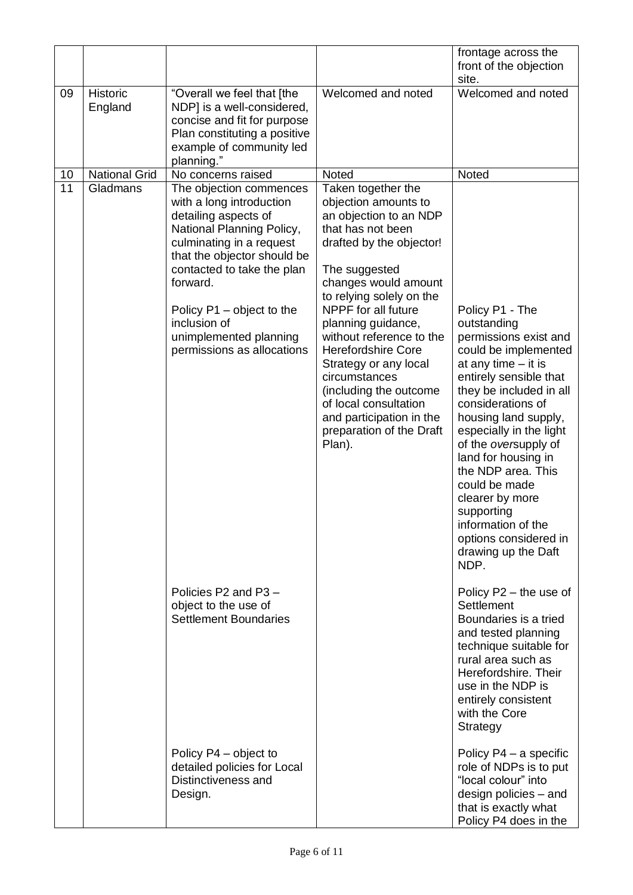|  |  |  |  | frontage across the front of the objection site. |
| --- | --- | --- | --- | --- |
| 09 | Historic England | "Overall we feel that [the NDP] is a well-considered, concise and fit for purpose Plan constituting a positive example of community led planning." | Welcomed and noted | Welcomed and noted |
| 10 | National Grid | No concerns raised | Noted | Noted |
| 11 | Gladmans | The objection commences with a long introduction detailing aspects of National Planning Policy, culminating in a request that the objector should be contacted to take the plan forward.<br><br>Policy P1 – object to the inclusion of unimplemented planning permissions as allocations<br><br>Policies P2 and P3 – object to the use of Settlement Boundaries<br><br>Policy P4 – object to detailed policies for Local Distinctiveness and Design. | Taken together the objection amounts to an objection to an NDP that has not been drafted by the objector!<br><br>The suggested changes would amount to relying solely on the NPPF for all future planning guidance, without reference to the Herefordshire Core Strategy or any local circumstances (including the outcome of local consultation and participation in the preparation of the Draft Plan). | Policy P1 - The outstanding permissions exist and could be implemented at any time – it is entirely sensible that they be included in all considerations of housing land supply, especially in the light of the *over*supply of land for housing in the NDP area. This could be made clearer by more supporting information of the options considered in drawing up the Daft NDP.<br><br>Policy P2 – the use of Settlement Boundaries is a tried and tested planning technique suitable for rural area such as Herefordshire. Their use in the NDP is entirely consistent with the Core Strategy<br><br>Policy P4 – a specific role of NDPs is to put "local colour" into design policies – and that is exactly what Policy P4 does in the |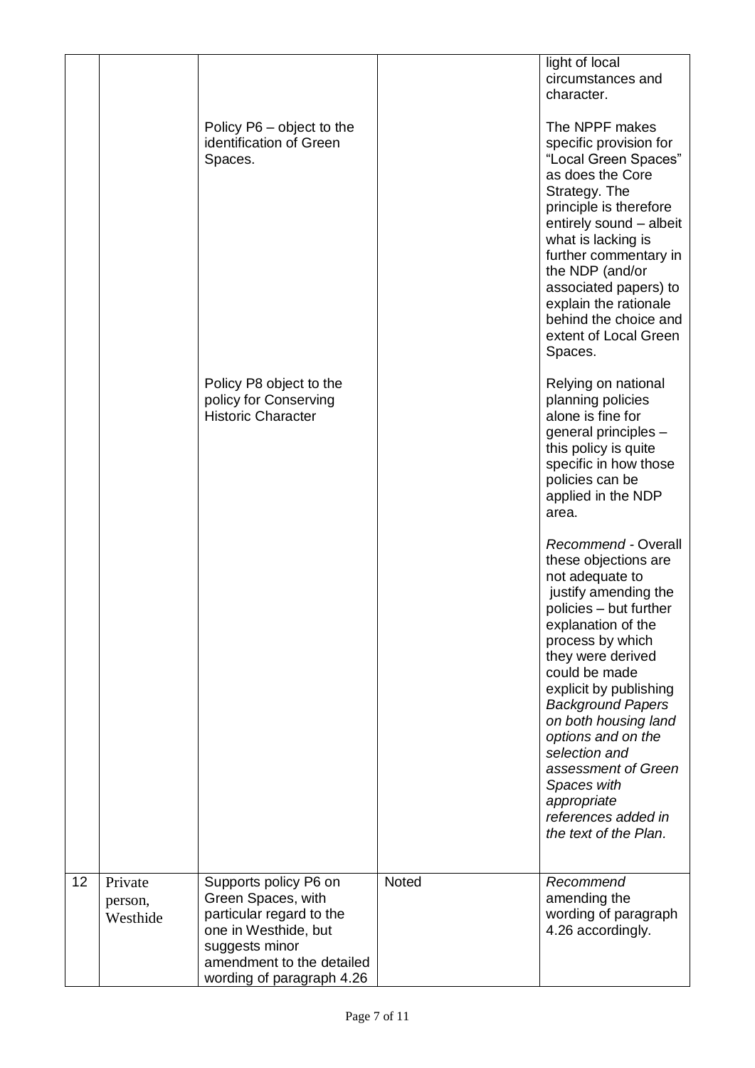| | | | | |
|---|---|---|---|---|
| | | | | light of local circumstances and character. |
| | | Policy P6 – object to the identification of Green Spaces. | | The NPPF makes specific provision for "Local Green Spaces" as does the Core Strategy. The principle is therefore entirely sound – albeit what is lacking is further commentary in the NDP (and/or associated papers) to explain the rationale behind the choice and extent of Local Green Spaces. |
| | | Policy P8 object to the policy for Conserving Historic Character | | Relying on national planning policies alone is fine for general principles – this policy is quite specific in how those policies can be applied in the NDP area.<br><br>*Recommend* - Overall these objections are not adequate to justify amending the policies – but further explanation of the process by which they were derived could be made explicit by publishing *Background Papers on both housing land options and on the selection and assessment of Green Spaces with appropriate references added in the text of the Plan.* |
| 12 | Private person, Westhide | Supports policy P6 on Green Spaces, with particular regard to the one in Westhide, but suggests minor amendment to the detailed wording of paragraph 4.26 | Noted | *Recommend* amending the wording of paragraph 4.26 accordingly. |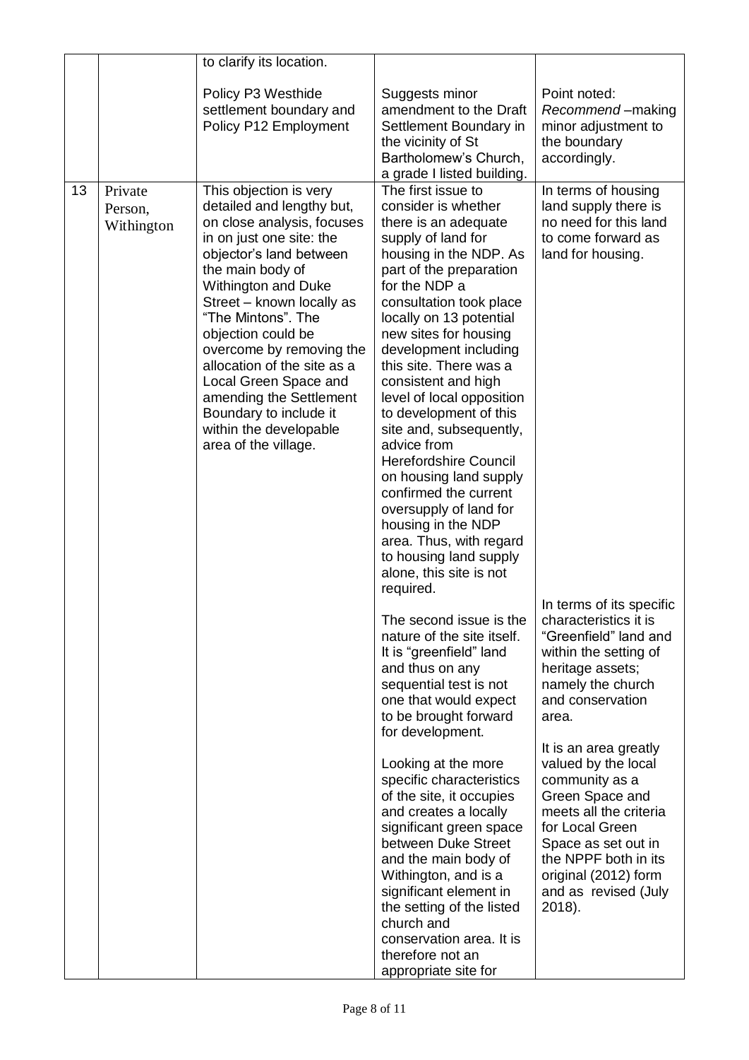| | | to clarify its location.<br><br>Policy P3 Westhide settlement boundary and Policy P12 Employment | Suggests minor amendment to the Draft Settlement Boundary in the vicinity of St Bartholomew's Church, a grade I listed building. | Point noted: *Recommend* –making minor adjustment to the boundary accordingly. |
|---|---|---|---|---|
| 13 | Private Person, Withington | This objection is very detailed and lengthy but, on close analysis, focuses in on just one site: the objector's land between the main body of Withington and Duke Street – known locally as "The Mintons". The objection could be overcome by removing the allocation of the site as a Local Green Space and amending the Settlement Boundary to include it within the developable area of the village. | The first issue to consider is whether there is an adequate supply of land for housing in the NDP. As part of the preparation for the NDP a consultation took place locally on 13 potential new sites for housing development including this site. There was a consistent and high level of local opposition to development of this site and, subsequently, advice from Herefordshire Council on housing land supply confirmed the current oversupply of land for housing in the NDP area. Thus, with regard to housing land supply alone, this site is not required.<br><br>The second issue is the nature of the site itself. It is "greenfield" land and thus on any sequential test is not one that would expect to be brought forward for development.<br><br>Looking at the more specific characteristics of the site, it occupies and creates a locally significant green space between Duke Street and the main body of Withington, and is a significant element in the setting of the listed church and conservation area. It is therefore not an appropriate site for | In terms of housing land supply there is no need for this land to come forward as land for housing.<br><br>In terms of its specific characteristics it is "Greenfield" land and within the setting of heritage assets; namely the church and conservation area.<br><br>It is an area greatly valued by the local community as a Green Space and meets all the criteria for Local Green Space as set out in the NPPF both in its original (2012) form and as revised (July 2018). |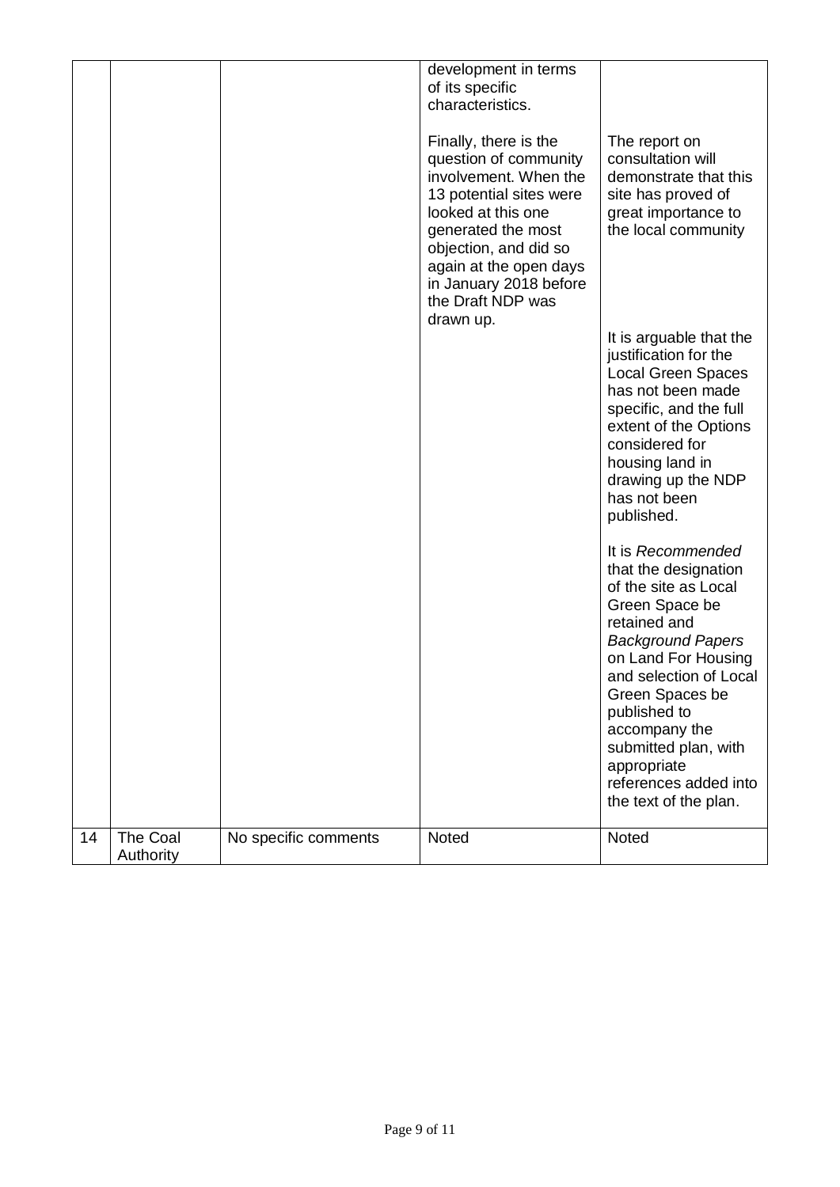| | | | | |
|---|---|---|---|---|
| | | | development in terms of its specific characteristics.<br><br>Finally, there is the question of community involvement. When the 13 potential sites were looked at this one generated the most objection, and did so again at the open days in January 2018 before the Draft NDP was drawn up. | The report on consultation will demonstrate that this site has proved of great importance to the local community<br><br>It is arguable that the justification for the Local Green Spaces has not been made specific, and the full extent of the Options considered for housing land in drawing up the NDP has not been published.<br><br>It is *Recommended* that the designation of the site as Local Green Space be retained and *Background Papers* on Land For Housing and selection of Local Green Spaces be published to accompany the submitted plan, with appropriate references added into the text of the plan. |
| 14 | The Coal Authority | No specific comments | Noted | Noted |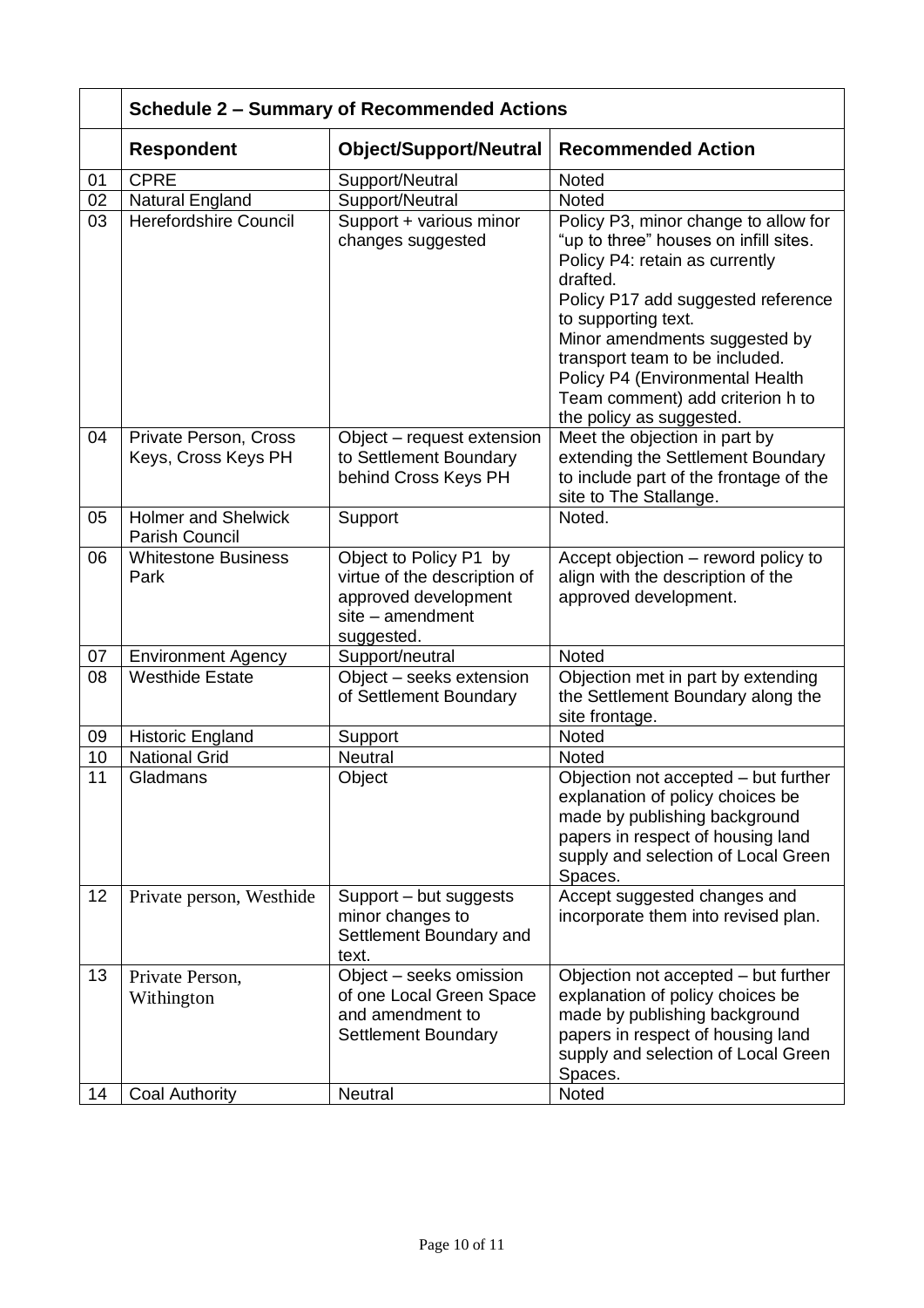| | **Schedule 2 – Summary of Recommended Actions** | | |
|---|---|---|---|
| | **Respondent** | **Object/Support/Neutral** | **Recommended Action** |
| 01 | CPRE | Support/Neutral | Noted |
| 02 | Natural England | Support/Neutral | Noted |
| 03 | Herefordshire Council | Support + various minor changes suggested | Policy P3, minor change to allow for "up to three" houses on infill sites. Policy P4: retain as currently drafted. Policy P17 add suggested reference to supporting text. Minor amendments suggested by transport team to be included. Policy P4 (Environmental Health Team comment) add criterion h to the policy as suggested. |
| 04 | Private Person, Cross Keys, Cross Keys PH | Object – request extension to Settlement Boundary behind Cross Keys PH | Meet the objection in part by extending the Settlement Boundary to include part of the frontage of the site to The Stallange. |
| 05 | Holmer and Shelwick Parish Council | Support | Noted. |
| 06 | Whitestone Business Park | Object to Policy P1 by virtue of the description of approved development site – amendment suggested. | Accept objection – reword policy to align with the description of the approved development. |
| 07 | Environment Agency | Support/neutral | Noted |
| 08 | Westhide Estate | Object – seeks extension of Settlement Boundary | Objection met in part by extending the Settlement Boundary along the site frontage. |
| 09 | Historic England | Support | Noted |
| 10 | National Grid | Neutral | Noted |
| 11 | Gladmans | Object | Objection not accepted – but further explanation of policy choices be made by publishing background papers in respect of housing land supply and selection of Local Green Spaces. |
| 12 | Private person, Westhide | Support – but suggests minor changes to Settlement Boundary and text. | Accept suggested changes and incorporate them into revised plan. |
| 13 | Private Person, Withington | Object – seeks omission of one Local Green Space and amendment to Settlement Boundary | Objection not accepted – but further explanation of policy choices be made by publishing background papers in respect of housing land supply and selection of Local Green Spaces. |
| 14 | Coal Authority | Neutral | Noted |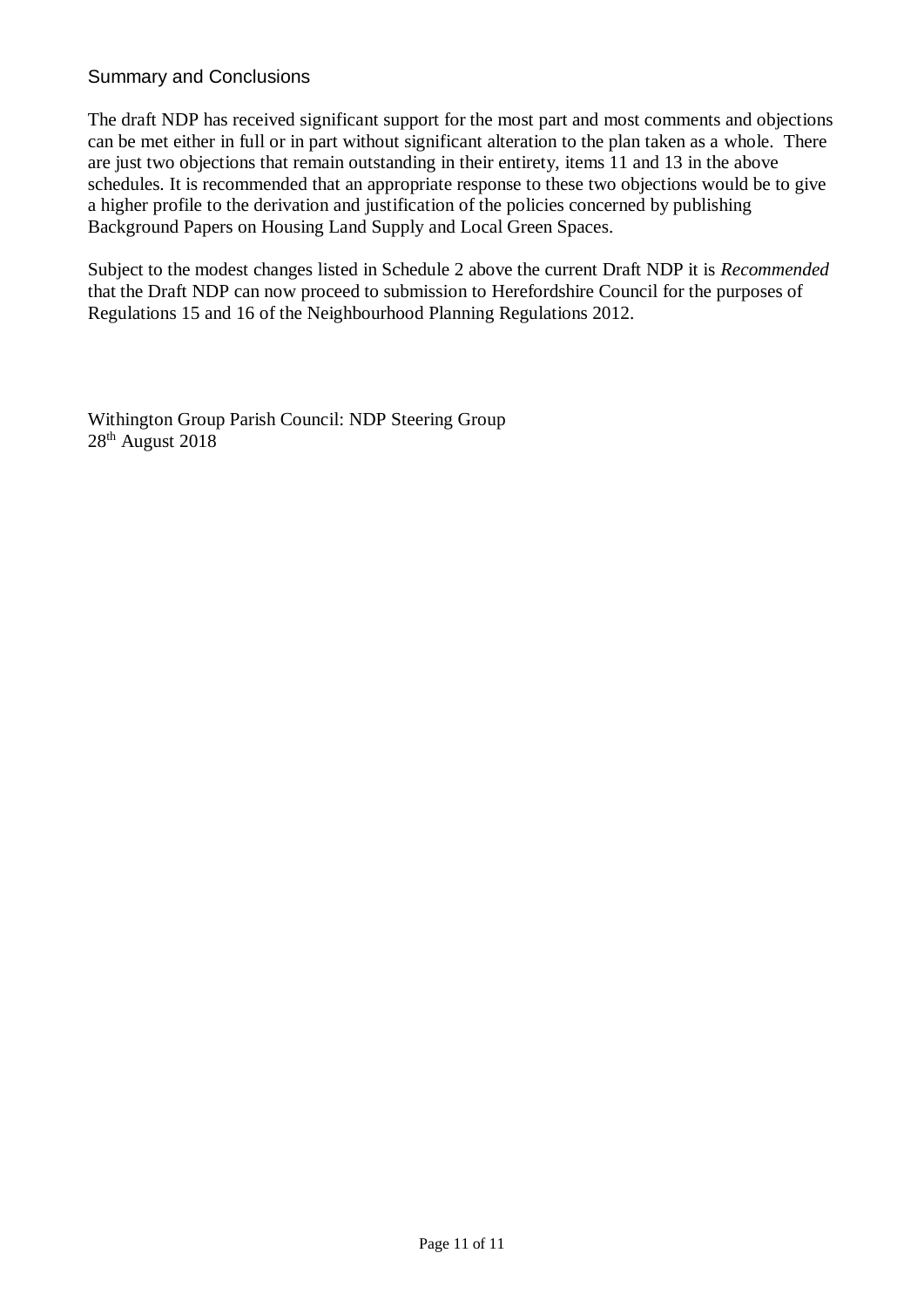## Summary and Conclusions

The draft NDP has received significant support for the most part and most comments and objections can be met either in full or in part without significant alteration to the plan taken as a whole. There are just two objections that remain outstanding in their entirety, items 11 and 13 in the above schedules. It is recommended that an appropriate response to these two objections would be to give a higher profile to the derivation and justification of the policies concerned by publishing Background Papers on Housing Land Supply and Local Green Spaces.

Subject to the modest changes listed in Schedule 2 above the current Draft NDP it is *Recommended* that the Draft NDP can now proceed to submission to Herefordshire Council for the purposes of Regulations 15 and 16 of the Neighbourhood Planning Regulations 2012.

Withington Group Parish Council: NDP Steering Group
28th August 2018